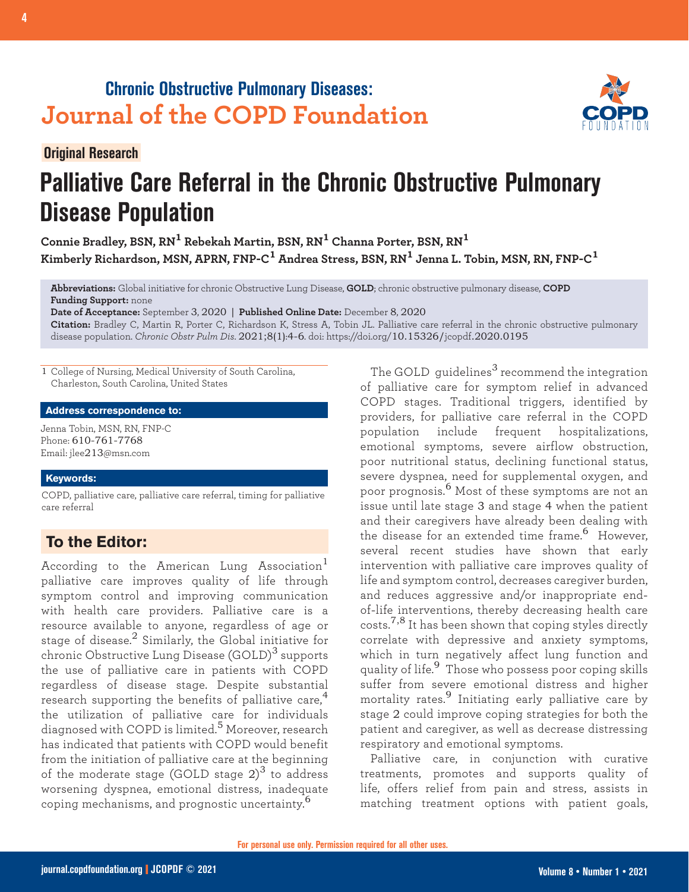Chronic Obstructive Pulmonary Diseases:
**Journal of the COPD Foundation**

**Original Research**

# Palliative Care Referral in the Chronic Obstructive Pulmonary Disease Population

**Connie Bradley, BSN, RN[1] Rebekah Martin, BSN, RN[1] Channa Porter, BSN, RN[1] Kimberly Richardson, MSN, APRN, FNP-C[1] Andrea Stress, BSN, RN[1] Jenna L. Tobin, MSN, RN, FNP-C[1]**

**Abbreviations:** Global initiative for chronic Obstructive Lung Disease, **GOLD**; chronic obstructive pulmonary disease, **COPD**
**Funding Support:** none
**Date of Acceptance:** September 3, 2020 | **Published Online Date:** December 8, 2020
**Citation:** Bradley C, Martin R, Porter C, Richardson K, Stress A, Tobin JL. Palliative care referral in the chronic obstructive pulmonary disease population. *Chronic Obstr Pulm Dis*. 2021;8(1):4-6. doi: https://doi.org/10.15326/jcopdf.2020.0195

1 College of Nursing, Medical University of South Carolina, Charleston, South Carolina, United States

**Address correspondence to:**

Jenna Tobin, MSN, RN, FNP-C
Phone: 610-761-7768
Email: jlee213@msn.com

**Keywords:**

COPD, palliative care, palliative care referral, timing for palliative care referral

## To the Editor:

According to the American Lung Association[1] palliative care improves quality of life through symptom control and improving communication with health care providers. Palliative care is a resource available to anyone, regardless of age or stage of disease.[2] Similarly, the Global initiative for chronic Obstructive Lung Disease (GOLD)[3] supports the use of palliative care in patients with COPD regardless of disease stage. Despite substantial research supporting the benefits of palliative care,[4] the utilization of palliative care for individuals diagnosed with COPD is limited.[5] Moreover, research has indicated that patients with COPD would benefit from the initiation of palliative care at the beginning of the moderate stage (GOLD stage 2)[3] to address worsening dyspnea, emotional distress, inadequate coping mechanisms, and prognostic uncertainty.[6]

The GOLD guidelines[3] recommend the integration of palliative care for symptom relief in advanced COPD stages. Traditional triggers, identified by providers, for palliative care referral in the COPD population include frequent hospitalizations, emotional symptoms, severe airflow obstruction, poor nutritional status, declining functional status, severe dyspnea, need for supplemental oxygen, and poor prognosis.[6] Most of these symptoms are not an issue until late stage 3 and stage 4 when the patient and their caregivers have already been dealing with the disease for an extended time frame.[6] However, several recent studies have shown that early intervention with palliative care improves quality of life and symptom control, decreases caregiver burden, and reduces aggressive and/or inappropriate end-of-life interventions, thereby decreasing health care costs.[7,8] It has been shown that coping styles directly correlate with depressive and anxiety symptoms, which in turn negatively affect lung function and quality of life.[9] Those who possess poor coping skills suffer from severe emotional distress and higher mortality rates.[9] Initiating early palliative care by stage 2 could improve coping strategies for both the patient and caregiver, as well as decrease distressing respiratory and emotional symptoms.

Palliative care, in conjunction with curative treatments, promotes and supports quality of life, offers relief from pain and stress, assists in matching treatment options with patient goals,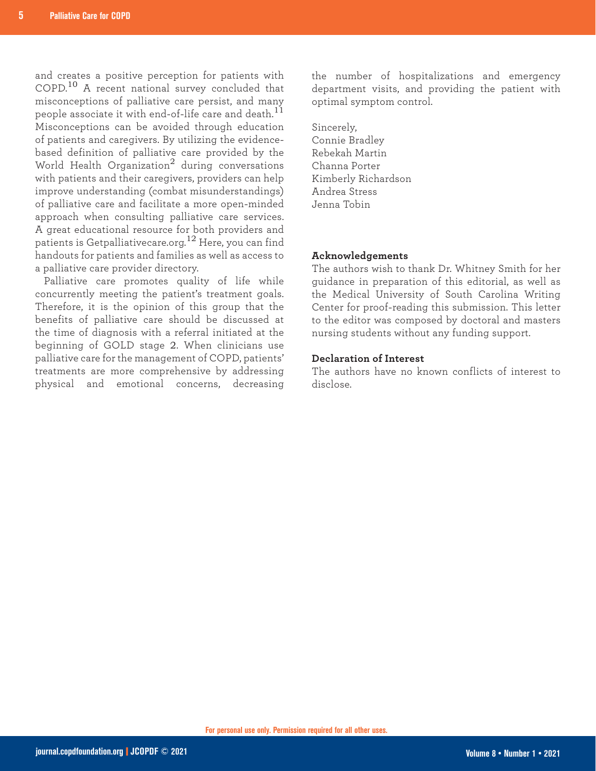and creates a positive perception for patients with COPD.[10] A recent national survey concluded that misconceptions of palliative care persist, and many people associate it with end-of-life care and death.[11] Misconceptions can be avoided through education of patients and caregivers. By utilizing the evidence-based definition of palliative care provided by the World Health Organization[2] during conversations with patients and their caregivers, providers can help improve understanding (combat misunderstandings) of palliative care and facilitate a more open-minded approach when consulting palliative care services. A great educational resource for both providers and patients is Getpalliativecare.org.[12] Here, you can find handouts for patients and families as well as access to a palliative care provider directory.

Palliative care promotes quality of life while concurrently meeting the patient's treatment goals. Therefore, it is the opinion of this group that the benefits of palliative care should be discussed at the time of diagnosis with a referral initiated at the beginning of GOLD stage 2. When clinicians use palliative care for the management of COPD, patients' treatments are more comprehensive by addressing physical and emotional concerns, decreasing the number of hospitalizations and emergency department visits, and providing the patient with optimal symptom control.

Sincerely,
Connie Bradley
Rebekah Martin
Channa Porter
Kimberly Richardson
Andrea Stress
Jenna Tobin

**Acknowledgements**

The authors wish to thank Dr. Whitney Smith for her guidance in preparation of this editorial, as well as the Medical University of South Carolina Writing Center for proof-reading this submission. This letter to the editor was composed by doctoral and masters nursing students without any funding support.

**Declaration of Interest**

The authors have no known conflicts of interest to disclose.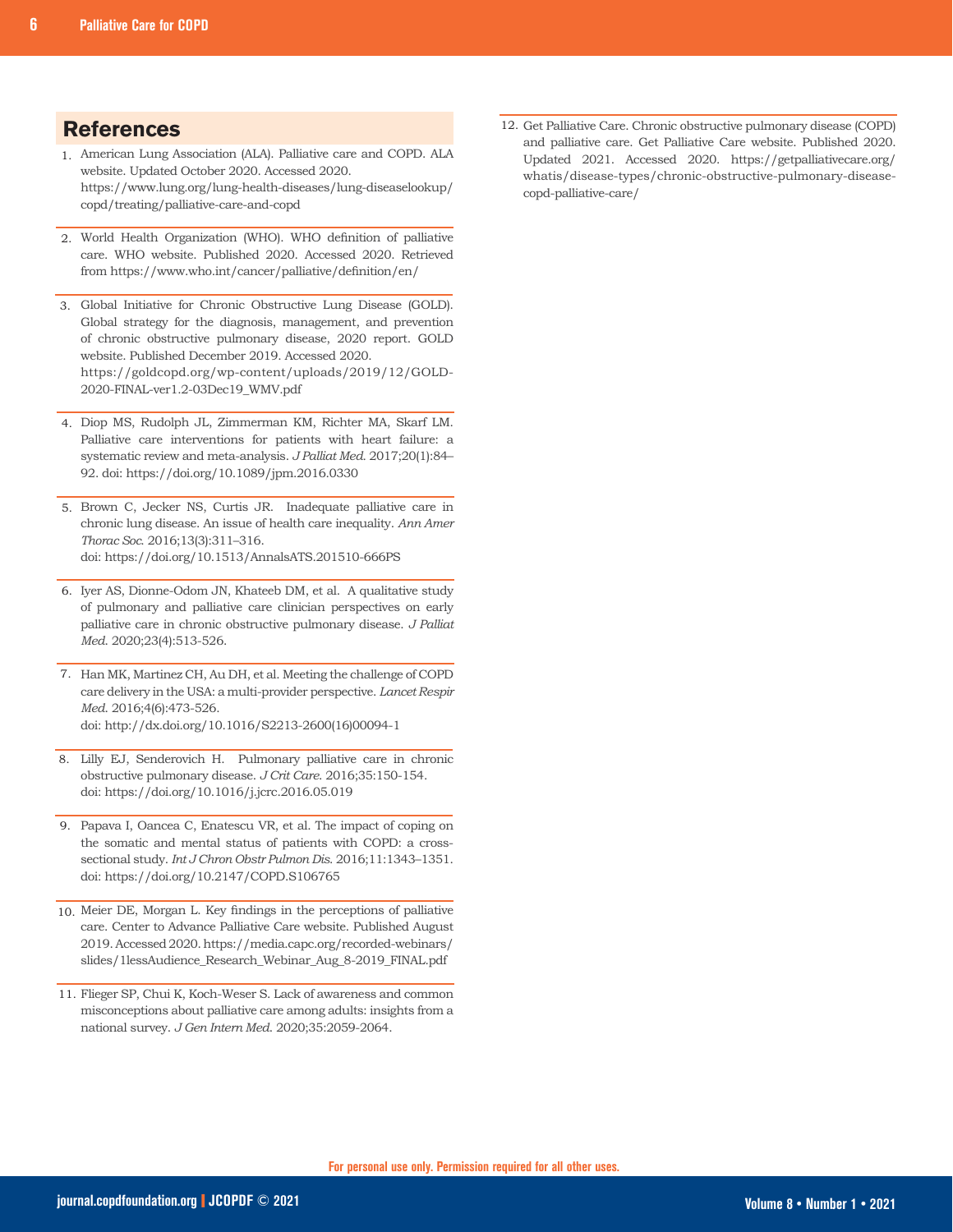## References

1. American Lung Association (ALA). Palliative care and COPD. ALA website. Updated October 2020. Accessed 2020. https://www.lung.org/lung-health-diseases/lung-diseaselookup/copd/treating/palliative-care-and-copd

2. World Health Organization (WHO). WHO definition of palliative care. WHO website. Published 2020. Accessed 2020. Retrieved from https://www.who.int/cancer/palliative/definition/en/

3. Global Initiative for Chronic Obstructive Lung Disease (GOLD). Global strategy for the diagnosis, management, and prevention of chronic obstructive pulmonary disease, 2020 report. GOLD website. Published December 2019. Accessed 2020. https://goldcopd.org/wp-content/uploads/2019/12/GOLD-2020-FINAL-ver1.2-03Dec19_WMV.pdf

4. Diop MS, Rudolph JL, Zimmerman KM, Richter MA, Skarf LM. Palliative care interventions for patients with heart failure: a systematic review and meta-analysis. *J Palliat Med.* 2017;20(1):84–92. doi: https://doi.org/10.1089/jpm.2016.0330

5. Brown C, Jecker NS, Curtis JR. Inadequate palliative care in chronic lung disease. An issue of health care inequality. *Ann Amer Thorac Soc.* 2016;13(3):311–316. doi: https://doi.org/10.1513/AnnalsATS.201510-666PS

6. Iyer AS, Dionne-Odom JN, Khateeb DM, et al. A qualitative study of pulmonary and palliative care clinician perspectives on early palliative care in chronic obstructive pulmonary disease. *J Palliat Med.* 2020;23(4):513-526.

7. Han MK, Martinez CH, Au DH, et al. Meeting the challenge of COPD care delivery in the USA: a multi-provider perspective. *Lancet Respir Med.* 2016;4(6):473-526. doi: http://dx.doi.org/10.1016/S2213-2600(16)00094-1

8. Lilly EJ, Senderovich H. Pulmonary palliative care in chronic obstructive pulmonary disease. *J Crit Care.* 2016;35:150-154. doi: https://doi.org/10.1016/j.jcrc.2016.05.019

9. Papava I, Oancea C, Enatescu VR, et al. The impact of coping on the somatic and mental status of patients with COPD: a cross-sectional study. *Int J Chron Obstr Pulmon Dis.* 2016;11:1343–1351. doi: https://doi.org/10.2147/COPD.S106765

10. Meier DE, Morgan L. Key findings in the perceptions of palliative care. Center to Advance Palliative Care website. Published August 2019. Accessed 2020. https://media.capc.org/recorded-webinars/slides/1lessAudience_Research_Webinar_Aug_8-2019_FINAL.pdf

11. Flieger SP, Chui K, Koch-Weser S. Lack of awareness and common misconceptions about palliative care among adults: insights from a national survey. *J Gen Intern Med.* 2020;35:2059-2064.

12. Get Palliative Care. Chronic obstructive pulmonary disease (COPD) and palliative care. Get Palliative Care website. Published 2020. Updated 2021. Accessed 2020. https://getpalliativecare.org/whatis/disease-types/chronic-obstructive-pulmonary-disease-copd-palliative-care/

For personal use only. Permission required for all other uses.